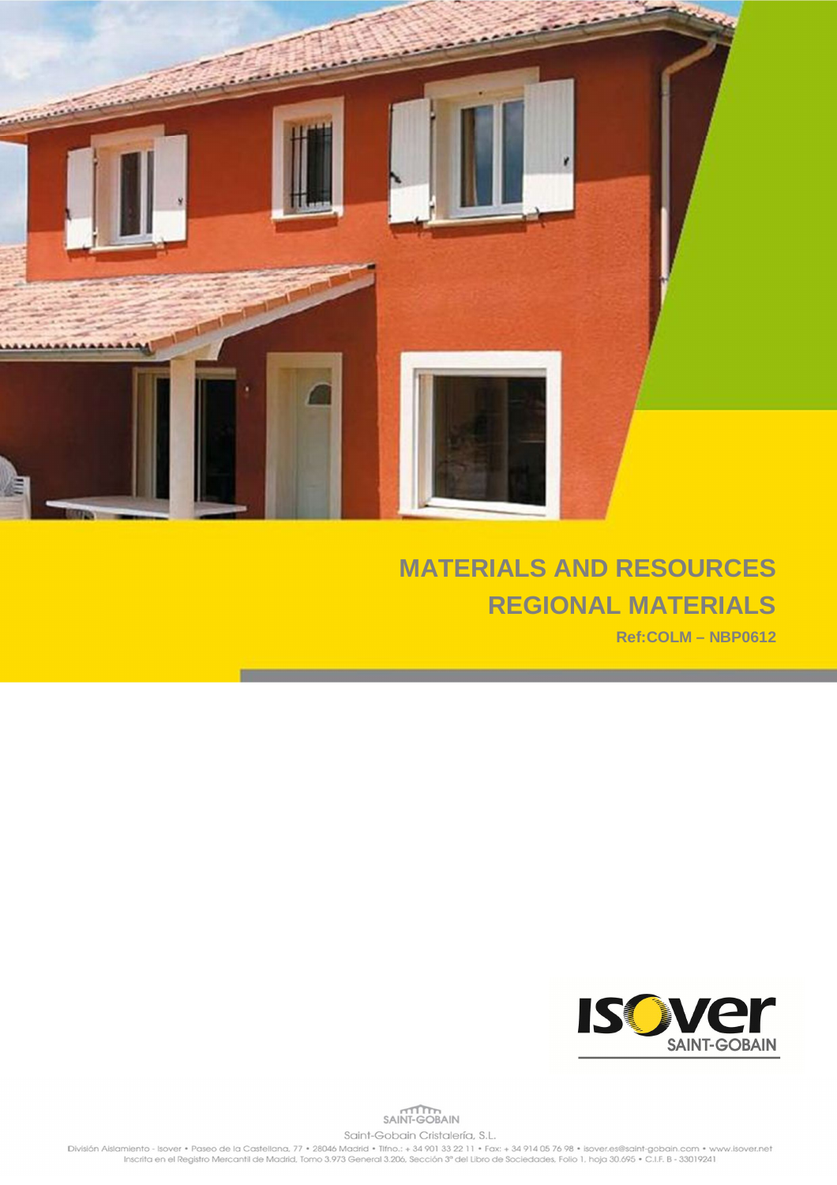# MATERIALS AND RESOURCES

# REGIONAL MATERIALS

**Ref:COLM – NBP0612**

ISOVER SAINT-GOBAIN

SAINT-GOBAIN

Saint-Gobain Cristalería, S.L.

División Aislamiento - Isover • Paseo de la Castellana, 77 • 28046 Madrid • Tlfno.: + 34 901 33 22 11 • Fax: + 34 914 05 76 98 • isover.es@saint-gobain.com • www.isover.net
Inscrita en el Registro Mercantil de Madrid, Tomo 3.973 General 3.206, Sección 3ª del Libro de Sociedades, Folio 1, hoja 30.695 • C.I.F. B - 33019241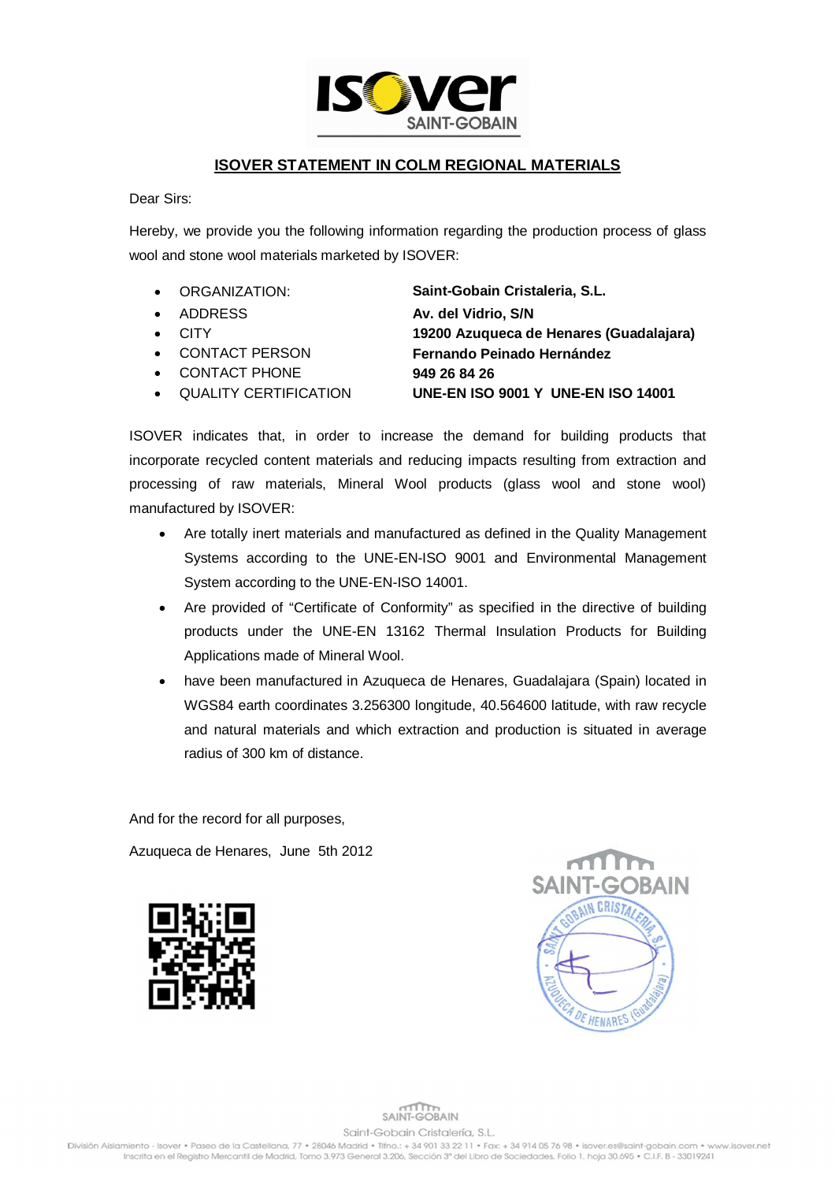## ISOVER STATEMENT IN COLM REGIONAL MATERIALS

Dear Sirs:

Hereby, we provide you the following information regarding the production process of glass wool and stone wool materials marketed by ISOVER:

- ORGANIZATION: **Saint-Gobain Cristaleria, S.L.**
- ADDRESS **Av. del Vidrio, S/N**
- CITY **19200 Azuqueca de Henares (Guadalajara)**
- CONTACT PERSON **Fernando Peinado Hernández**
- CONTACT PHONE **949 26 84 26**
- QUALITY CERTIFICATION **UNE-EN ISO 9001 Y UNE-EN ISO 14001**

ISOVER indicates that, in order to increase the demand for building products that incorporate recycled content materials and reducing impacts resulting from extraction and processing of raw materials, Mineral Wool products (glass wool and stone wool) manufactured by ISOVER:

- Are totally inert materials and manufactured as defined in the Quality Management Systems according to the UNE-EN-ISO 9001 and Environmental Management System according to the UNE-EN-ISO 14001.
- Are provided of "Certificate of Conformity" as specified in the directive of building products under the UNE-EN 13162 Thermal Insulation Products for Building Applications made of Mineral Wool.
- have been manufactured in Azuqueca de Henares, Guadalajara (Spain) located in WGS84 earth coordinates 3.256300 longitude, 40.564600 latitude, with raw recycle and natural materials and which extraction and production is situated in average radius of 300 km of distance.

And for the record for all purposes,

Azuqueca de Henares, June 5th 2012

SAINT-GOBAIN

SAINT GOBAIN CRISTALERIA, S.L. AZUQUECA DE HENARES (Guadalajara)

SAINT-GOBAIN

Saint-Gobain Cristalería, S.L.

División Aislamiento - Isover • Paseo de la Castellana, 77 • 28046 Madrid • Tlfno.: + 34 901 33 22 11 • Fax: + 34 914 05 76 98 • isover.es@saint-gobain.com • www.isover.net
Inscrita en el Registro Mercantil de Madrid, Tomo 3.973 General 3.206, Sección 3ª del Libro de Sociedades, Folio 1, hoja 30.695 • C.I.F. B - 33019241